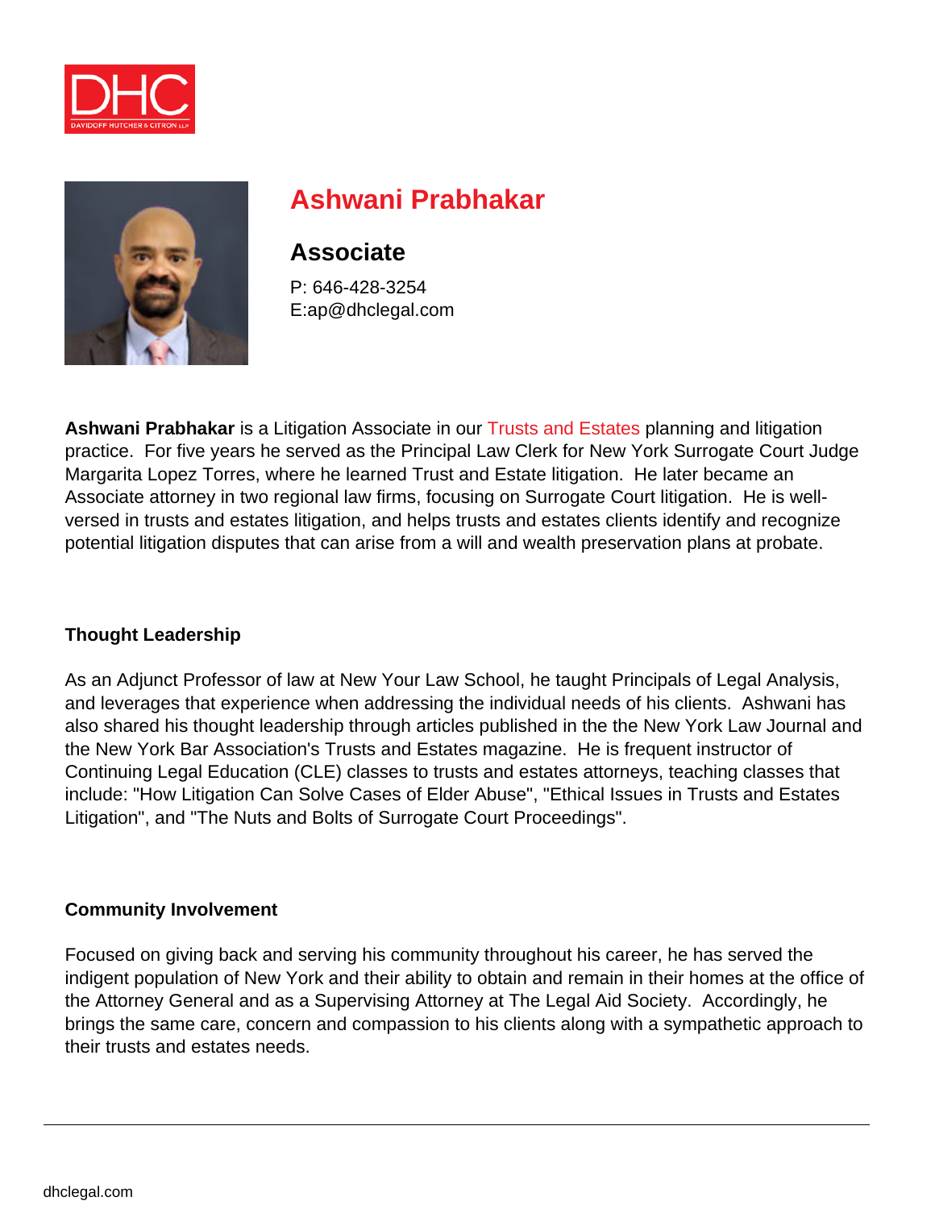# Ashwani Prabhakar

## Associate

P: 646-428-3254
E:ap@dhclegal.com

**Ashwani Prabhakar** is a Litigation Associate in our Trusts and Estates planning and litigation practice. For five years he served as the Principal Law Clerk for New York Surrogate Court Judge Margarita Lopez Torres, where he learned Trust and Estate litigation. He later became an Associate attorney in two regional law firms, focusing on Surrogate Court litigation. He is well-versed in trusts and estates litigation, and helps trusts and estates clients identify and recognize potential litigation disputes that can arise from a will and wealth preservation plans at probate.

### Thought Leadership

As an Adjunct Professor of law at New Your Law School, he taught Principals of Legal Analysis, and leverages that experience when addressing the individual needs of his clients. Ashwani has also shared his thought leadership through articles published in the the New York Law Journal and the New York Bar Association's Trusts and Estates magazine. He is frequent instructor of Continuing Legal Education (CLE) classes to trusts and estates attorneys, teaching classes that include: "How Litigation Can Solve Cases of Elder Abuse", "Ethical Issues in Trusts and Estates Litigation", and "The Nuts and Bolts of Surrogate Court Proceedings".

### Community Involvement

Focused on giving back and serving his community throughout his career, he has served the indigent population of New York and their ability to obtain and remain in their homes at the office of the Attorney General and as a Supervising Attorney at The Legal Aid Society. Accordingly, he brings the same care, concern and compassion to his clients along with a sympathetic approach to their trusts and estates needs.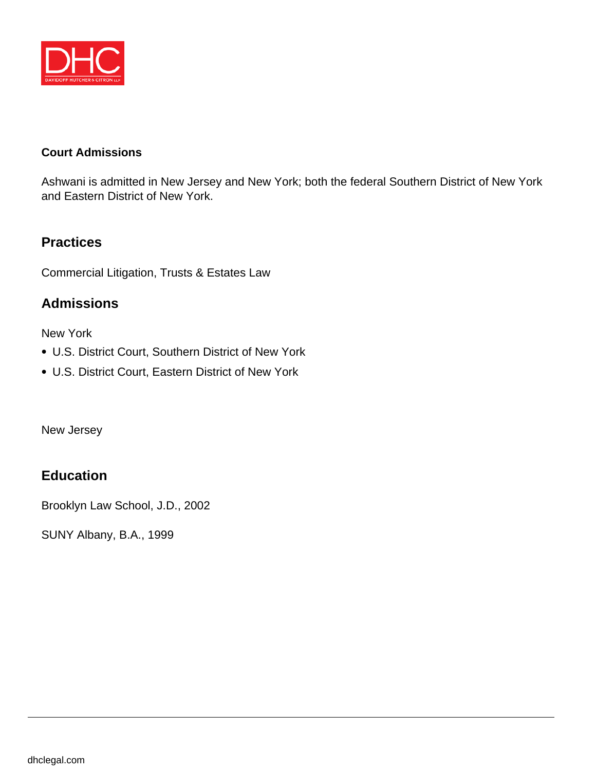**Court Admissions**

Ashwani is admitted in New Jersey and New York; both the federal Southern District of New York and Eastern District of New York.

## Practices

Commercial Litigation, Trusts & Estates Law

## Admissions

New York

- U.S. District Court, Southern District of New York
- U.S. District Court, Eastern District of New York

New Jersey

## Education

Brooklyn Law School, J.D., 2002

SUNY Albany, B.A., 1999